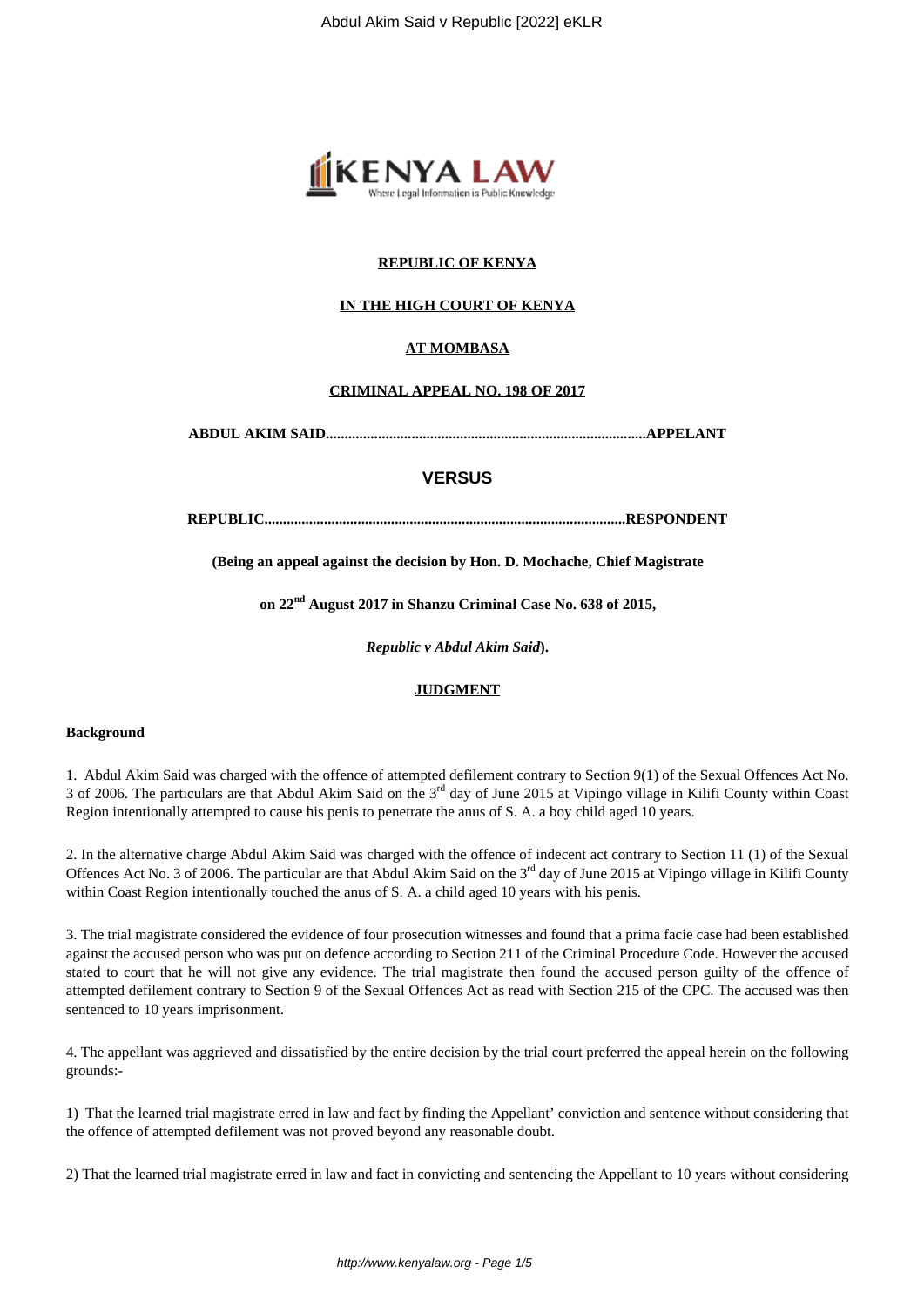**REPUBLIC OF KENYA**

**IN THE HIGH COURT OF KENYA**

**AT MOMBASA**

**CRIMINAL APPEAL NO. 198 OF 2017**

**ABDUL AKIM SAID......................................................................................APPELLANT**

**VERSUS**

**REPUBLIC.................................................................................................RESPONDENT**

**(Being an appeal against the decision by Hon. D. Mochache, Chief Magistrate**

**on 22nd August 2017 in Shanzu Criminal Case No. 638 of 2015,**

***Republic v Abdul Akim Said*).**

**JUDGMENT**

**Background**

1. Abdul Akim Said was charged with the offence of attempted defilement contrary to Section 9(1) of the Sexual Offences Act No. 3 of 2006. The particulars are that Abdul Akim Said on the 3rd day of June 2015 at Vipingo village in Kilifi County within Coast Region intentionally attempted to cause his penis to penetrate the anus of S. A. a boy child aged 10 years.

2. In the alternative charge Abdul Akim Said was charged with the offence of indecent act contrary to Section 11 (1) of the Sexual Offences Act No. 3 of 2006. The particular are that Abdul Akim Said on the 3rd day of June 2015 at Vipingo village in Kilifi County within Coast Region intentionally touched the anus of S. A. a child aged 10 years with his penis.

3. The trial magistrate considered the evidence of four prosecution witnesses and found that a prima facie case had been established against the accused person who was put on defence according to Section 211 of the Criminal Procedure Code. However the accused stated to court that he will not give any evidence. The trial magistrate then found the accused person guilty of the offence of attempted defilement contrary to Section 9 of the Sexual Offences Act as read with Section 215 of the CPC. The accused was then sentenced to 10 years imprisonment.

4. The appellant was aggrieved and dissatisfied by the entire decision by the trial court preferred the appeal herein on the following grounds:-

1) That the learned trial magistrate erred in law and fact by finding the Appellant' conviction and sentence without considering that the offence of attempted defilement was not proved beyond any reasonable doubt.

2) That the learned trial magistrate erred in law and fact in convicting and sentencing the Appellant to 10 years without considering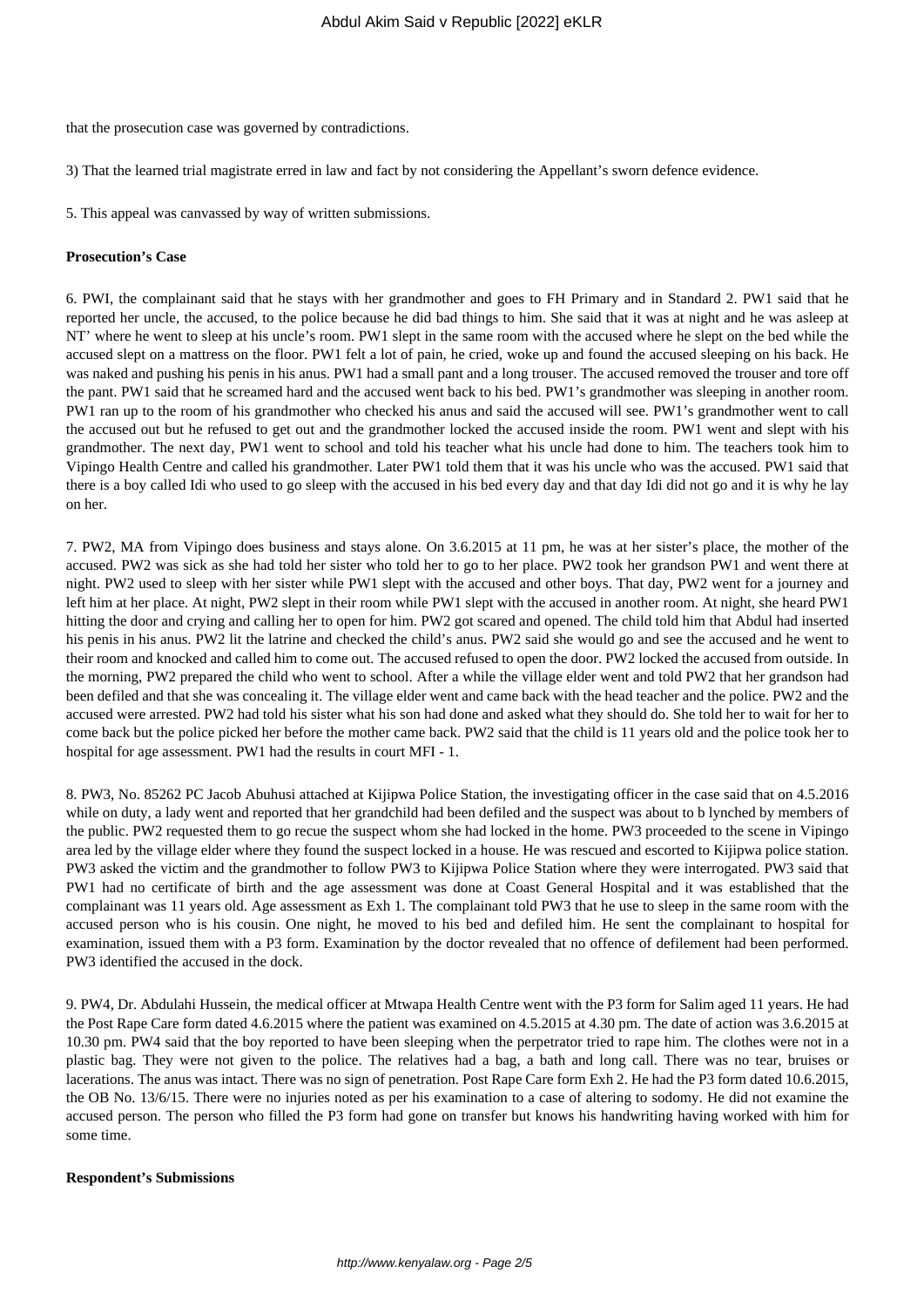that the prosecution case was governed by contradictions.

3) That the learned trial magistrate erred in law and fact by not considering the Appellant's sworn defence evidence.

5. This appeal was canvassed by way of written submissions.

**Prosecution's Case**

6. PWI, the complainant said that he stays with her grandmother and goes to FH Primary and in Standard 2. PW1 said that he reported her uncle, the accused, to the police because he did bad things to him. She said that it was at night and he was asleep at NT' where he went to sleep at his uncle's room. PW1 slept in the same room with the accused where he slept on the bed while the accused slept on a mattress on the floor. PW1 felt a lot of pain, he cried, woke up and found the accused sleeping on his back. He was naked and pushing his penis in his anus. PW1 had a small pant and a long trouser. The accused removed the trouser and tore off the pant. PW1 said that he screamed hard and the accused went back to his bed. PW1's grandmother was sleeping in another room. PW1 ran up to the room of his grandmother who checked his anus and said the accused will see. PW1's grandmother went to call the accused out but he refused to get out and the grandmother locked the accused inside the room. PW1 went and slept with his grandmother. The next day, PW1 went to school and told his teacher what his uncle had done to him. The teachers took him to Vipingo Health Centre and called his grandmother. Later PW1 told them that it was his uncle who was the accused. PW1 said that there is a boy called Idi who used to go sleep with the accused in his bed every day and that day Idi did not go and it is why he lay on her.

7. PW2, MA from Vipingo does business and stays alone. On 3.6.2015 at 11 pm, he was at her sister's place, the mother of the accused. PW2 was sick as she had told her sister who told her to go to her place. PW2 took her grandson PW1 and went there at night. PW2 used to sleep with her sister while PW1 slept with the accused and other boys. That day, PW2 went for a journey and left him at her place. At night, PW2 slept in their room while PW1 slept with the accused in another room. At night, she heard PW1 hitting the door and crying and calling her to open for him. PW2 got scared and opened. The child told him that Abdul had inserted his penis in his anus. PW2 lit the latrine and checked the child's anus. PW2 said she would go and see the accused and he went to their room and knocked and called him to come out. The accused refused to open the door. PW2 locked the accused from outside. In the morning, PW2 prepared the child who went to school. After a while the village elder went and told PW2 that her grandson had been defiled and that she was concealing it. The village elder went and came back with the head teacher and the police. PW2 and the accused were arrested. PW2 had told his sister what his son had done and asked what they should do. She told her to wait for her to come back but the police picked her before the mother came back. PW2 said that the child is 11 years old and the police took her to hospital for age assessment. PW1 had the results in court MFI - 1.

8. PW3, No. 85262 PC Jacob Abuhusi attached at Kijipwa Police Station, the investigating officer in the case said that on 4.5.2016 while on duty, a lady went and reported that her grandchild had been defiled and the suspect was about to b lynched by members of the public. PW2 requested them to go recue the suspect whom she had locked in the home. PW3 proceeded to the scene in Vipingo area led by the village elder where they found the suspect locked in a house. He was rescued and escorted to Kijipwa police station. PW3 asked the victim and the grandmother to follow PW3 to Kijipwa Police Station where they were interrogated. PW3 said that PW1 had no certificate of birth and the age assessment was done at Coast General Hospital and it was established that the complainant was 11 years old. Age assessment as Exh 1. The complainant told PW3 that he use to sleep in the same room with the accused person who is his cousin. One night, he moved to his bed and defiled him. He sent the complainant to hospital for examination, issued them with a P3 form. Examination by the doctor revealed that no offence of defilement had been performed. PW3 identified the accused in the dock.

9. PW4, Dr. Abdulahi Hussein, the medical officer at Mtwapa Health Centre went with the P3 form for Salim aged 11 years. He had the Post Rape Care form dated 4.6.2015 where the patient was examined on 4.5.2015 at 4.30 pm. The date of action was 3.6.2015 at 10.30 pm. PW4 said that the boy reported to have been sleeping when the perpetrator tried to rape him. The clothes were not in a plastic bag. They were not given to the police. The relatives had a bag, a bath and long call. There was no tear, bruises or lacerations. The anus was intact. There was no sign of penetration. Post Rape Care form Exh 2. He had the P3 form dated 10.6.2015, the OB No. 13/6/15. There were no injuries noted as per his examination to a case of altering to sodomy. He did not examine the accused person. The person who filled the P3 form had gone on transfer but knows his handwriting having worked with him for some time.

**Respondent's Submissions**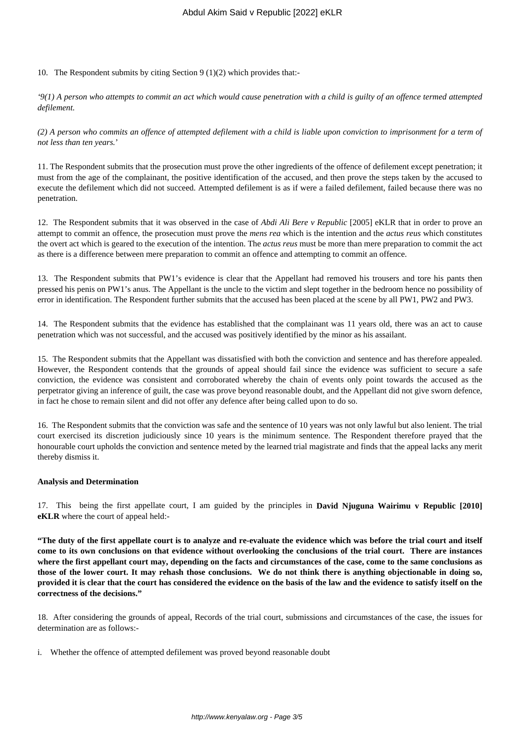10. The Respondent submits by citing Section 9 (1)(2) which provides that:-

*'9(1) A person who attempts to commit an act which would cause penetration with a child is guilty of an offence termed attempted defilement.*

*(2) A person who commits an offence of attempted defilement with a child is liable upon conviction to imprisonment for a term of not less than ten years.'*

11. The Respondent submits that the prosecution must prove the other ingredients of the offence of defilement except penetration; it must from the age of the complainant, the positive identification of the accused, and then prove the steps taken by the accused to execute the defilement which did not succeed. Attempted defilement is as if were a failed defilement, failed because there was no penetration.

12. The Respondent submits that it was observed in the case of *Abdi Ali Bere v Republic* [2005] eKLR that in order to prove an attempt to commit an offence, the prosecution must prove the *mens rea* which is the intention and the *actus reus* which constitutes the overt act which is geared to the execution of the intention. The *actus reus* must be more than mere preparation to commit the act as there is a difference between mere preparation to commit an offence and attempting to commit an offence.

13. The Respondent submits that PW1's evidence is clear that the Appellant had removed his trousers and tore his pants then pressed his penis on PW1's anus. The Appellant is the uncle to the victim and slept together in the bedroom hence no possibility of error in identification. The Respondent further submits that the accused has been placed at the scene by all PW1, PW2 and PW3.

14. The Respondent submits that the evidence has established that the complainant was 11 years old, there was an act to cause penetration which was not successful, and the accused was positively identified by the minor as his assailant.

15. The Respondent submits that the Appellant was dissatisfied with both the conviction and sentence and has therefore appealed. However, the Respondent contends that the grounds of appeal should fail since the evidence was sufficient to secure a safe conviction, the evidence was consistent and corroborated whereby the chain of events only point towards the accused as the perpetrator giving an inference of guilt, the case was prove beyond reasonable doubt, and the Appellant did not give sworn defence, in fact he chose to remain silent and did not offer any defence after being called upon to do so.

16. The Respondent submits that the conviction was safe and the sentence of 10 years was not only lawful but also lenient. The trial court exercised its discretion judiciously since 10 years is the minimum sentence. The Respondent therefore prayed that the honourable court upholds the conviction and sentence meted by the learned trial magistrate and finds that the appeal lacks any merit thereby dismiss it.

**Analysis and Determination**

17. This being the first appellate court, I am guided by the principles in **David Njuguna Wairimu v Republic [2010] eKLR** where the court of appeal held:-

**"The duty of the first appellate court is to analyze and re-evaluate the evidence which was before the trial court and itself come to its own conclusions on that evidence without overlooking the conclusions of the trial court. There are instances where the first appellant court may, depending on the facts and circumstances of the case, come to the same conclusions as those of the lower court. It may rehash those conclusions. We do not think there is anything objectionable in doing so, provided it is clear that the court has considered the evidence on the basis of the law and the evidence to satisfy itself on the correctness of the decisions."**

18. After considering the grounds of appeal, Records of the trial court, submissions and circumstances of the case, the issues for determination are as follows:-

i. Whether the offence of attempted defilement was proved beyond reasonable doubt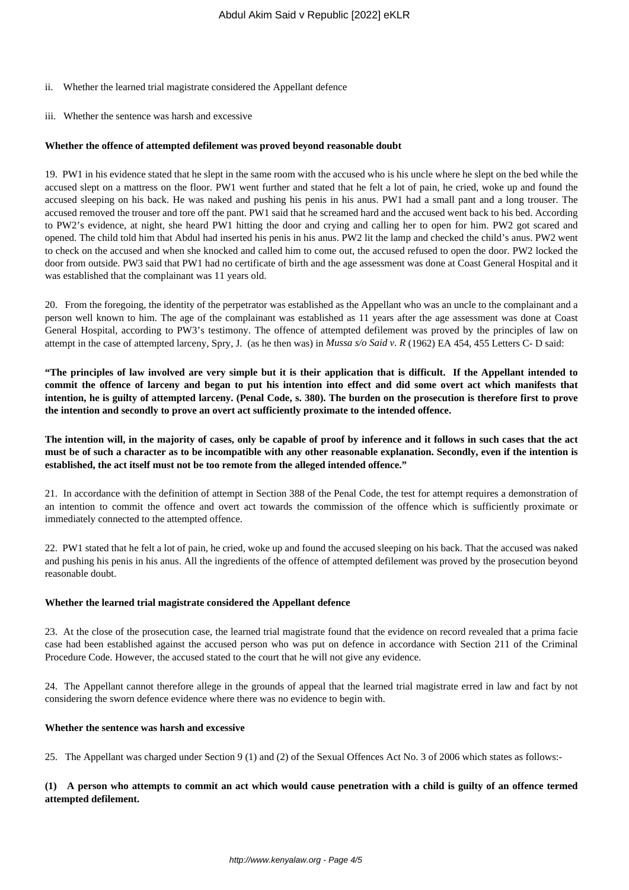ii. Whether the learned trial magistrate considered the Appellant defence

iii. Whether the sentence was harsh and excessive

**Whether the offence of attempted defilement was proved beyond reasonable doubt**

19. PW1 in his evidence stated that he slept in the same room with the accused who is his uncle where he slept on the bed while the accused slept on a mattress on the floor. PW1 went further and stated that he felt a lot of pain, he cried, woke up and found the accused sleeping on his back. He was naked and pushing his penis in his anus. PW1 had a small pant and a long trouser. The accused removed the trouser and tore off the pant. PW1 said that he screamed hard and the accused went back to his bed. According to PW2's evidence, at night, she heard PW1 hitting the door and crying and calling her to open for him. PW2 got scared and opened. The child told him that Abdul had inserted his penis in his anus. PW2 lit the lamp and checked the child's anus. PW2 went to check on the accused and when she knocked and called him to come out, the accused refused to open the door. PW2 locked the door from outside. PW3 said that PW1 had no certificate of birth and the age assessment was done at Coast General Hospital and it was established that the complainant was 11 years old.

20. From the foregoing, the identity of the perpetrator was established as the Appellant who was an uncle to the complainant and a person well known to him. The age of the complainant was established as 11 years after the age assessment was done at Coast General Hospital, according to PW3's testimony. The offence of attempted defilement was proved by the principles of law on attempt in the case of attempted larceny, Spry, J. (as he then was) in *Mussa s/o Said v. R* (1962) EA 454, 455 Letters C- D said:

**"The principles of law involved are very simple but it is their application that is difficult. If the Appellant intended to commit the offence of larceny and began to put his intention into effect and did some overt act which manifests that intention, he is guilty of attempted larceny. (Penal Code, s. 380). The burden on the prosecution is therefore first to prove the intention and secondly to prove an overt act sufficiently proximate to the intended offence.**

**The intention will, in the majority of cases, only be capable of proof by inference and it follows in such cases that the act must be of such a character as to be incompatible with any other reasonable explanation. Secondly, even if the intention is established, the act itself must not be too remote from the alleged intended offence."**

21. In accordance with the definition of attempt in Section 388 of the Penal Code, the test for attempt requires a demonstration of an intention to commit the offence and overt act towards the commission of the offence which is sufficiently proximate or immediately connected to the attempted offence.

22. PW1 stated that he felt a lot of pain, he cried, woke up and found the accused sleeping on his back. That the accused was naked and pushing his penis in his anus. All the ingredients of the offence of attempted defilement was proved by the prosecution beyond reasonable doubt.

**Whether the learned trial magistrate considered the Appellant defence**

23. At the close of the prosecution case, the learned trial magistrate found that the evidence on record revealed that a prima facie case had been established against the accused person who was put on defence in accordance with Section 211 of the Criminal Procedure Code. However, the accused stated to the court that he will not give any evidence.

24. The Appellant cannot therefore allege in the grounds of appeal that the learned trial magistrate erred in law and fact by not considering the sworn defence evidence where there was no evidence to begin with.

**Whether the sentence was harsh and excessive**

25. The Appellant was charged under Section 9 (1) and (2) of the Sexual Offences Act No. 3 of 2006 which states as follows:-

**(1) A person who attempts to commit an act which would cause penetration with a child is guilty of an offence termed attempted defilement.**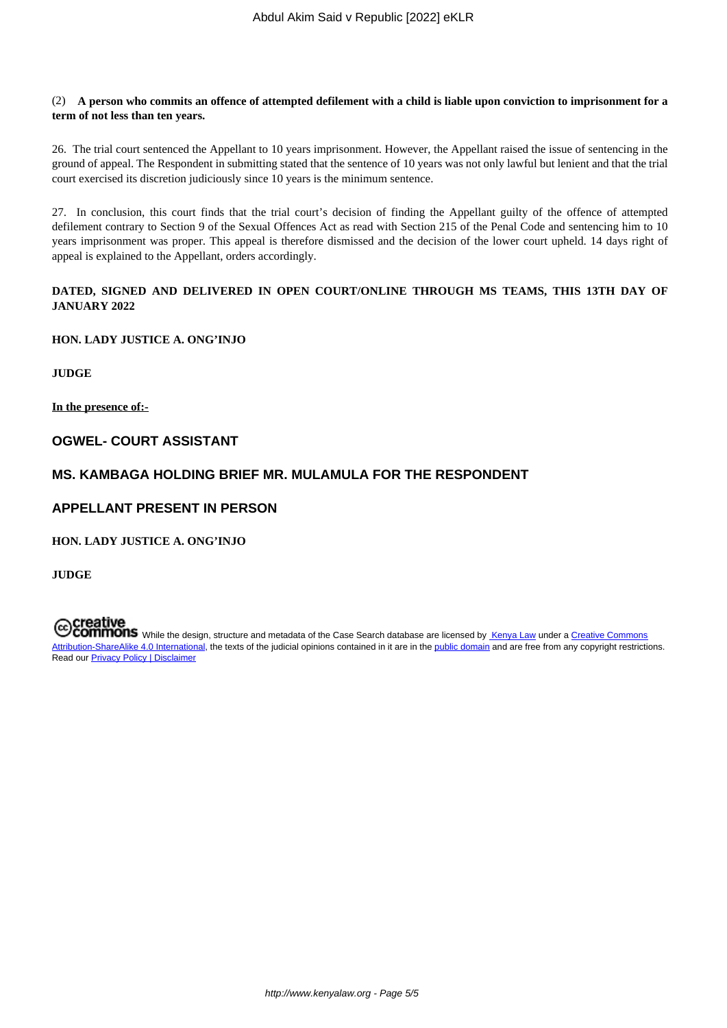(2) **A person who commits an offence of attempted defilement with a child is liable upon conviction to imprisonment for a term of not less than ten years.**

26. The trial court sentenced the Appellant to 10 years imprisonment. However, the Appellant raised the issue of sentencing in the ground of appeal. The Respondent in submitting stated that the sentence of 10 years was not only lawful but lenient and that the trial court exercised its discretion judiciously since 10 years is the minimum sentence.

27. In conclusion, this court finds that the trial court's decision of finding the Appellant guilty of the offence of attempted defilement contrary to Section 9 of the Sexual Offences Act as read with Section 215 of the Penal Code and sentencing him to 10 years imprisonment was proper. This appeal is therefore dismissed and the decision of the lower court upheld. 14 days right of appeal is explained to the Appellant, orders accordingly.

**DATED, SIGNED AND DELIVERED IN OPEN COURT/ONLINE THROUGH MS TEAMS, THIS 13TH DAY OF JANUARY 2022**

**HON. LADY JUSTICE A. ONG'INJO**

**JUDGE**

**In the presence of:-**

**OGWEL- COURT ASSISTANT**

**MS. KAMBAGA HOLDING BRIEF MR. MULAMULA FOR THE RESPONDENT**

**APPELLANT PRESENT IN PERSON**

**HON. LADY JUSTICE A. ONG'INJO**

**JUDGE**

While the design, structure and metadata of the Case Search database are licensed by Kenya Law under a Creative Commons Attribution-ShareAlike 4.0 International, the texts of the judicial opinions contained in it are in the public domain and are free from any copyright restrictions. Read our Privacy Policy | Disclaimer